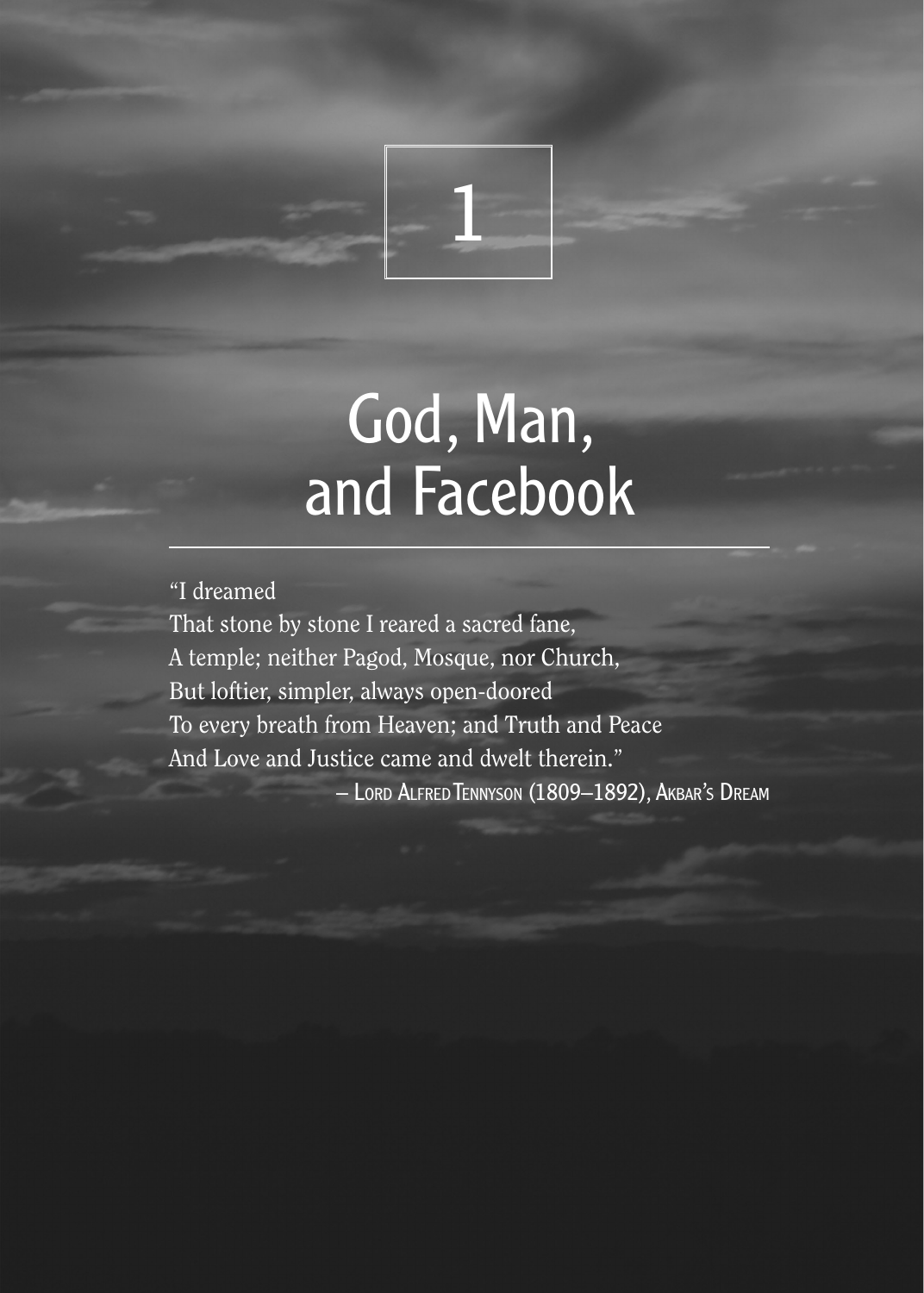# 1

# God, Man, and Facebook

"I dreamed
That stone by stone I reared a sacred fane,
A temple; neither Pagod, Mosque, nor Church,
But loftier, simpler, always open-doored
To every breath from Heaven; and Truth and Peace
And Love and Justice came and dwelt therein."

— Lord Alfred Tennyson (1809–1892), Akbar's Dream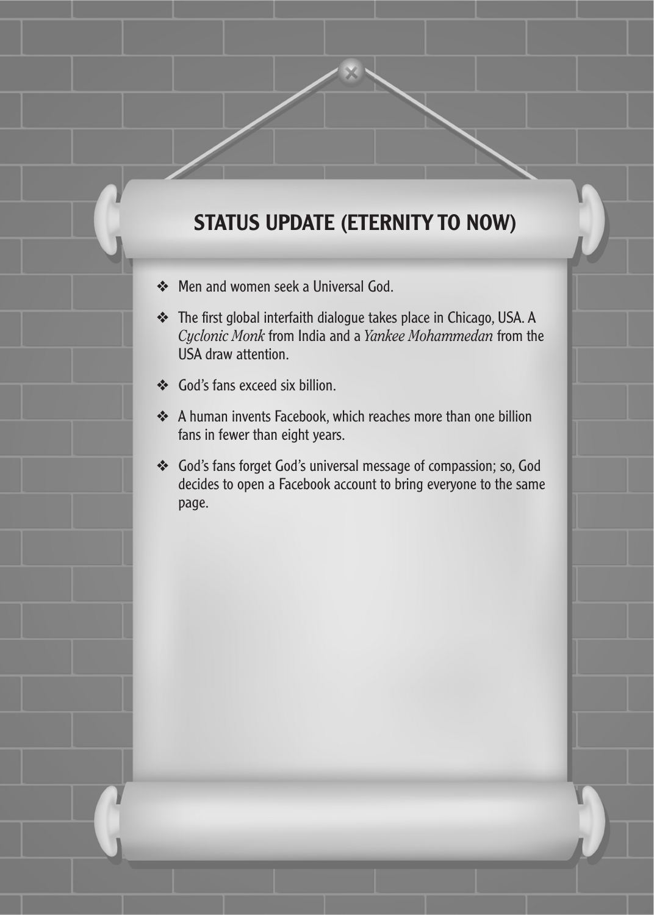## STATUS UPDATE (ETERNITY TO NOW)

- Men and women seek a Universal God.
- The first global interfaith dialogue takes place in Chicago, USA. A *Cyclonic Monk* from India and a *Yankee Mohammedan* from the USA draw attention.
- God's fans exceed six billion.
- A human invents Facebook, which reaches more than one billion fans in fewer than eight years.
- God's fans forget God's universal message of compassion; so, God decides to open a Facebook account to bring everyone to the same page.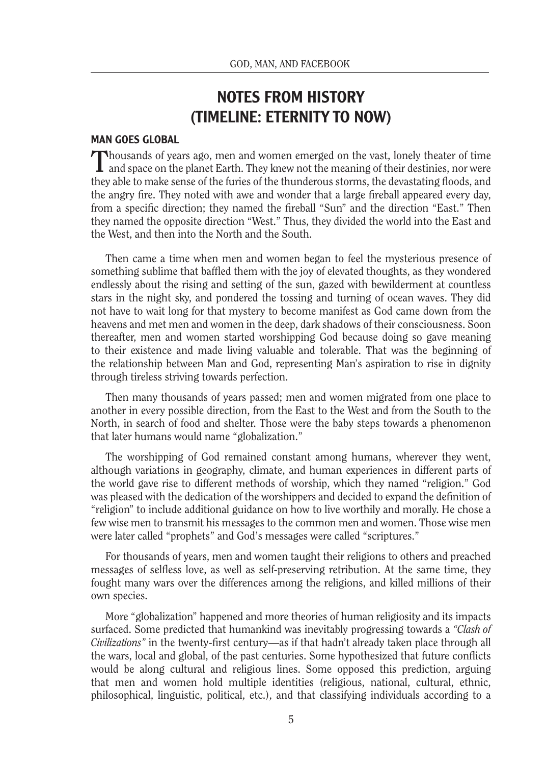# NOTES FROM HISTORY (TIMELINE: ETERNITY TO NOW)

## MAN GOES GLOBAL

Thousands of years ago, men and women emerged on the vast, lonely theater of time and space on the planet Earth. They knew not the meaning of their destinies, nor were they able to make sense of the furies of the thunderous storms, the devastating floods, and the angry fire. They noted with awe and wonder that a large fireball appeared every day, from a specific direction; they named the fireball "Sun" and the direction "East." Then they named the opposite direction "West." Thus, they divided the world into the East and the West, and then into the North and the South.

Then came a time when men and women began to feel the mysterious presence of something sublime that baffled them with the joy of elevated thoughts, as they wondered endlessly about the rising and setting of the sun, gazed with bewilderment at countless stars in the night sky, and pondered the tossing and turning of ocean waves. They did not have to wait long for that mystery to become manifest as God came down from the heavens and met men and women in the deep, dark shadows of their consciousness. Soon thereafter, men and women started worshipping God because doing so gave meaning to their existence and made living valuable and tolerable. That was the beginning of the relationship between Man and God, representing Man's aspiration to rise in dignity through tireless striving towards perfection.

Then many thousands of years passed; men and women migrated from one place to another in every possible direction, from the East to the West and from the South to the North, in search of food and shelter. Those were the baby steps towards a phenomenon that later humans would name "globalization."

The worshipping of God remained constant among humans, wherever they went, although variations in geography, climate, and human experiences in different parts of the world gave rise to different methods of worship, which they named "religion." God was pleased with the dedication of the worshippers and decided to expand the definition of "religion" to include additional guidance on how to live worthily and morally. He chose a few wise men to transmit his messages to the common men and women. Those wise men were later called "prophets" and God's messages were called "scriptures."

For thousands of years, men and women taught their religions to others and preached messages of selfless love, as well as self-preserving retribution. At the same time, they fought many wars over the differences among the religions, and killed millions of their own species.

More "globalization" happened and more theories of human religiosity and its impacts surfaced. Some predicted that humankind was inevitably progressing towards a *"Clash of Civilizations"* in the twenty-first century—as if that hadn't already taken place through all the wars, local and global, of the past centuries. Some hypothesized that future conflicts would be along cultural and religious lines. Some opposed this prediction, arguing that men and women hold multiple identities (religious, national, cultural, ethnic, philosophical, linguistic, political, etc.), and that classifying individuals according to a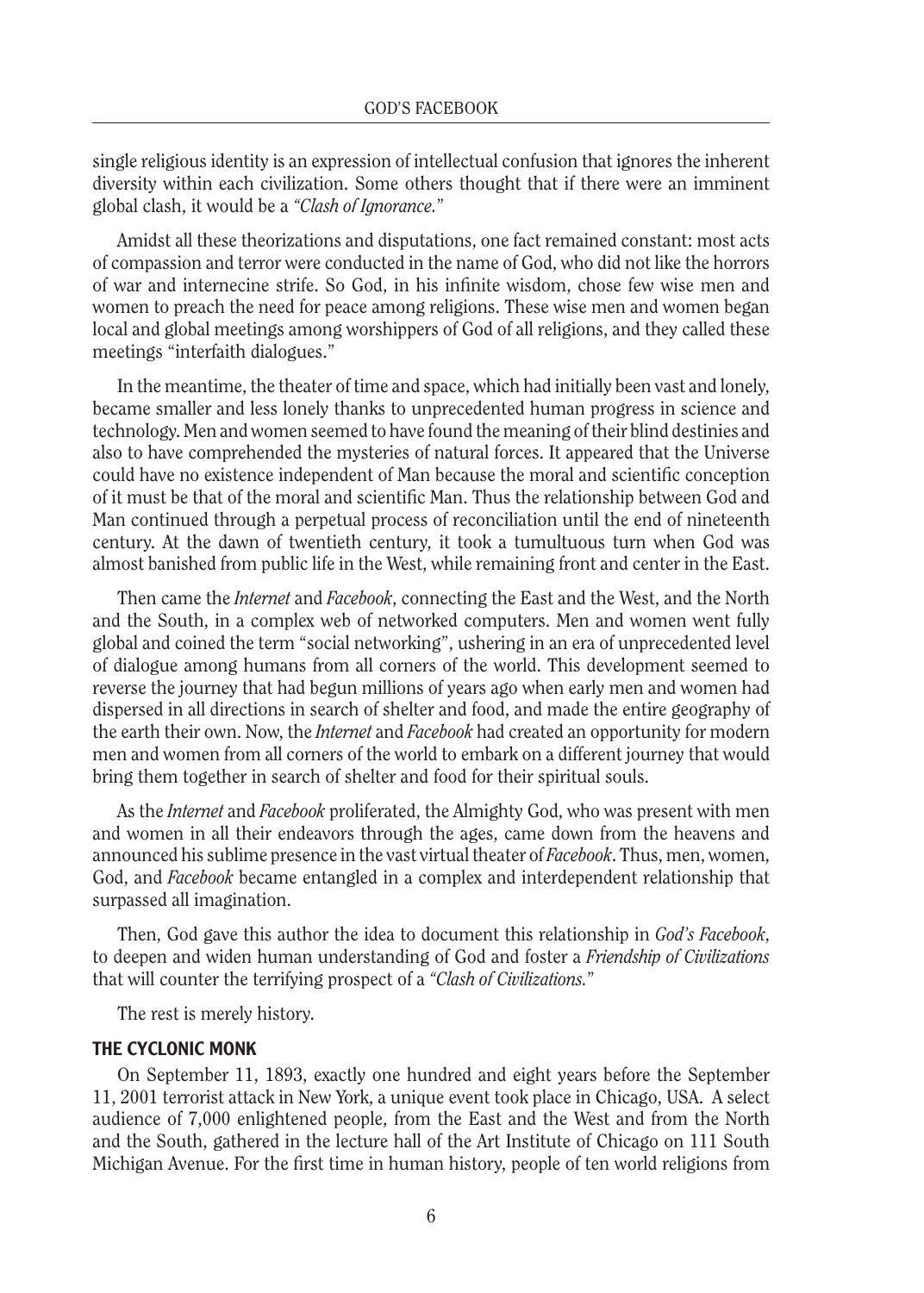single religious identity is an expression of intellectual confusion that ignores the inherent diversity within each civilization. Some others thought that if there were an imminent global clash, it would be a *"Clash of Ignorance."*

Amidst all these theorizations and disputations, one fact remained constant: most acts of compassion and terror were conducted in the name of God, who did not like the horrors of war and internecine strife. So God, in his infinite wisdom, chose few wise men and women to preach the need for peace among religions. These wise men and women began local and global meetings among worshippers of God of all religions, and they called these meetings "interfaith dialogues."

In the meantime, the theater of time and space, which had initially been vast and lonely, became smaller and less lonely thanks to unprecedented human progress in science and technology. Men and women seemed to have found the meaning of their blind destinies and also to have comprehended the mysteries of natural forces. It appeared that the Universe could have no existence independent of Man because the moral and scientific conception of it must be that of the moral and scientific Man. Thus the relationship between God and Man continued through a perpetual process of reconciliation until the end of nineteenth century. At the dawn of twentieth century, it took a tumultuous turn when God was almost banished from public life in the West, while remaining front and center in the East.

Then came the *Internet* and *Facebook*, connecting the East and the West, and the North and the South, in a complex web of networked computers. Men and women went fully global and coined the term "social networking", ushering in an era of unprecedented level of dialogue among humans from all corners of the world. This development seemed to reverse the journey that had begun millions of years ago when early men and women had dispersed in all directions in search of shelter and food, and made the entire geography of the earth their own. Now, the *Internet* and *Facebook* had created an opportunity for modern men and women from all corners of the world to embark on a different journey that would bring them together in search of shelter and food for their spiritual souls.

As the *Internet* and *Facebook* proliferated, the Almighty God, who was present with men and women in all their endeavors through the ages, came down from the heavens and announced his sublime presence in the vast virtual theater of *Facebook*. Thus, men, women, God, and *Facebook* became entangled in a complex and interdependent relationship that surpassed all imagination.

Then, God gave this author the idea to document this relationship in *God's Facebook*, to deepen and widen human understanding of God and foster a *Friendship of Civilizations* that will counter the terrifying prospect of a *"Clash of Civilizations."*

The rest is merely history.

## THE CYCLONIC MONK

On September 11, 1893, exactly one hundred and eight years before the September 11, 2001 terrorist attack in New York, a unique event took place in Chicago, USA. A select audience of 7,000 enlightened people, from the East and the West and from the North and the South, gathered in the lecture hall of the Art Institute of Chicago on 111 South Michigan Avenue. For the first time in human history, people of ten world religions from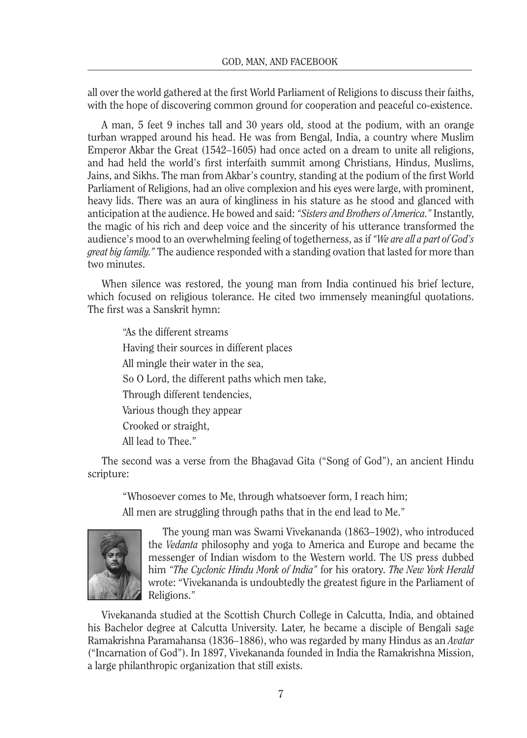all over the world gathered at the first World Parliament of Religions to discuss their faiths, with the hope of discovering common ground for cooperation and peaceful co-existence.

A man, 5 feet 9 inches tall and 30 years old, stood at the podium, with an orange turban wrapped around his head. He was from Bengal, India, a country where Muslim Emperor Akbar the Great (1542–1605) had once acted on a dream to unite all religions, and had held the world's first interfaith summit among Christians, Hindus, Muslims, Jains, and Sikhs. The man from Akbar's country, standing at the podium of the first World Parliament of Religions, had an olive complexion and his eyes were large, with prominent, heavy lids. There was an aura of kingliness in his stature as he stood and glanced with anticipation at the audience. He bowed and said: *"Sisters and Brothers of America."* Instantly, the magic of his rich and deep voice and the sincerity of his utterance transformed the audience's mood to an overwhelming feeling of togetherness, as if *"We are all a part of God's great big family."* The audience responded with a standing ovation that lasted for more than two minutes.

When silence was restored, the young man from India continued his brief lecture, which focused on religious tolerance. He cited two immensely meaningful quotations. The first was a Sanskrit hymn:

> "As the different streams
> Having their sources in different places
> All mingle their water in the sea,
> So O Lord, the different paths which men take,
> Through different tendencies,
> Various though they appear
> Crooked or straight,
> All lead to Thee."

The second was a verse from the Bhagavad Gita ("Song of God"), an ancient Hindu scripture:

> "Whosoever comes to Me, through whatsoever form, I reach him;
> All men are struggling through paths that in the end lead to Me."

The young man was Swami Vivekananda (1863–1902), who introduced the *Vedanta* philosophy and yoga to America and Europe and became the messenger of Indian wisdom to the Western world. The US press dubbed him *"The Cyclonic Hindu Monk of India"* for his oratory. *The New York Herald* wrote: "Vivekananda is undoubtedly the greatest figure in the Parliament of Religions."

Vivekananda studied at the Scottish Church College in Calcutta, India, and obtained his Bachelor degree at Calcutta University. Later, he became a disciple of Bengali sage Ramakrishna Paramahansa (1836–1886), who was regarded by many Hindus as an *Avatar* ("Incarnation of God"). In 1897, Vivekananda founded in India the Ramakrishna Mission, a large philanthropic organization that still exists.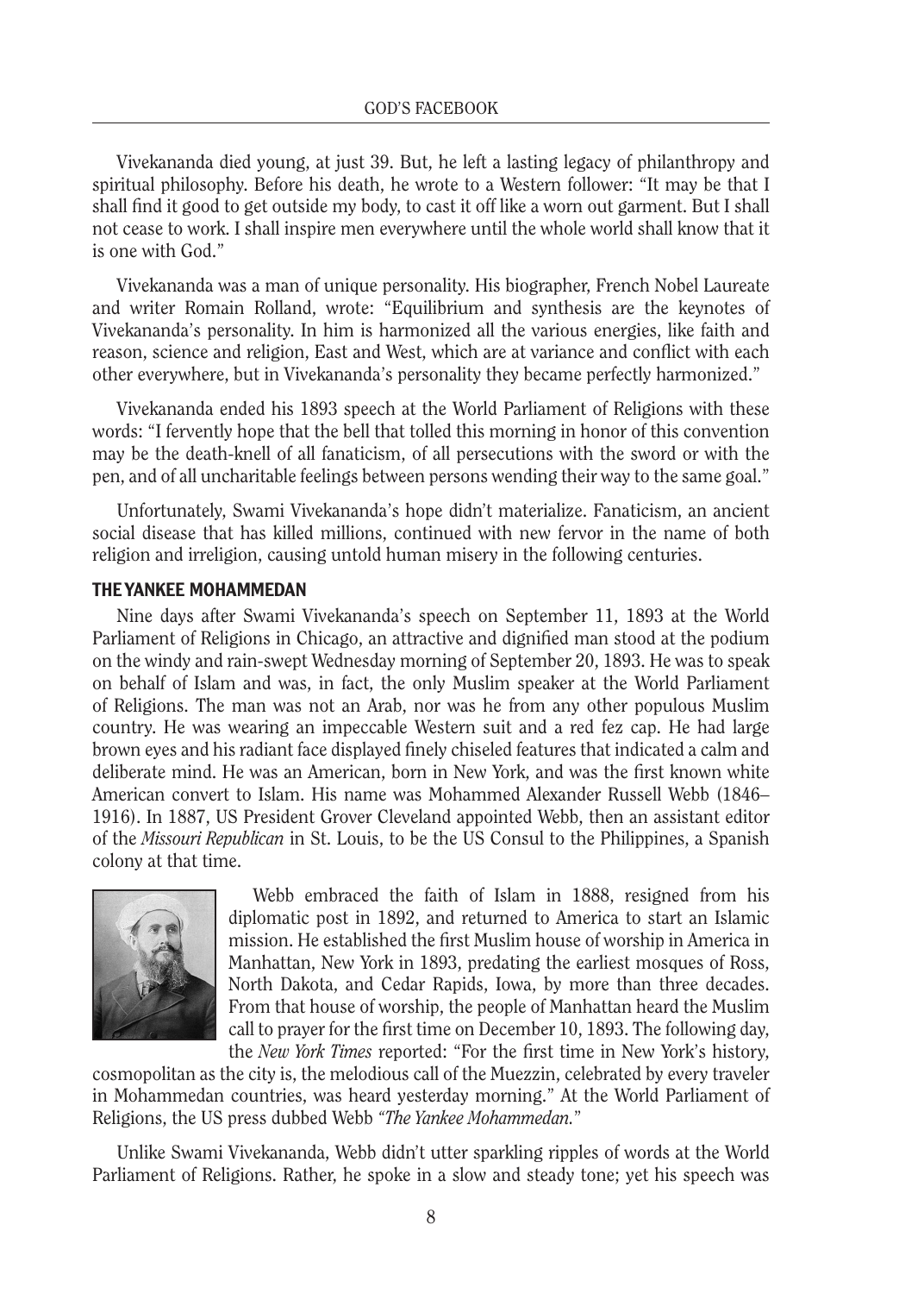Vivekananda died young, at just 39. But, he left a lasting legacy of philanthropy and spiritual philosophy. Before his death, he wrote to a Western follower: "It may be that I shall find it good to get outside my body, to cast it off like a worn out garment. But I shall not cease to work. I shall inspire men everywhere until the whole world shall know that it is one with God."

Vivekananda was a man of unique personality. His biographer, French Nobel Laureate and writer Romain Rolland, wrote: "Equilibrium and synthesis are the keynotes of Vivekananda's personality. In him is harmonized all the various energies, like faith and reason, science and religion, East and West, which are at variance and conflict with each other everywhere, but in Vivekananda's personality they became perfectly harmonized."

Vivekananda ended his 1893 speech at the World Parliament of Religions with these words: "I fervently hope that the bell that tolled this morning in honor of this convention may be the death-knell of all fanaticism, of all persecutions with the sword or with the pen, and of all uncharitable feelings between persons wending their way to the same goal."

Unfortunately, Swami Vivekananda's hope didn't materialize. Fanaticism, an ancient social disease that has killed millions, continued with new fervor in the name of both religion and irreligion, causing untold human misery in the following centuries.

## THE YANKEE MOHAMMEDAN

Nine days after Swami Vivekananda's speech on September 11, 1893 at the World Parliament of Religions in Chicago, an attractive and dignified man stood at the podium on the windy and rain-swept Wednesday morning of September 20, 1893. He was to speak on behalf of Islam and was, in fact, the only Muslim speaker at the World Parliament of Religions. The man was not an Arab, nor was he from any other populous Muslim country. He was wearing an impeccable Western suit and a red fez cap. He had large brown eyes and his radiant face displayed finely chiseled features that indicated a calm and deliberate mind. He was an American, born in New York, and was the first known white American convert to Islam. His name was Mohammed Alexander Russell Webb (1846–1916). In 1887, US President Grover Cleveland appointed Webb, then an assistant editor of the *Missouri Republican* in St. Louis, to be the US Consul to the Philippines, a Spanish colony at that time.

Webb embraced the faith of Islam in 1888, resigned from his diplomatic post in 1892, and returned to America to start an Islamic mission. He established the first Muslim house of worship in America in Manhattan, New York in 1893, predating the earliest mosques of Ross, North Dakota, and Cedar Rapids, Iowa, by more than three decades. From that house of worship, the people of Manhattan heard the Muslim call to prayer for the first time on December 10, 1893. The following day, the *New York Times* reported: "For the first time in New York's history, cosmopolitan as the city is, the melodious call of the Muezzin, celebrated by every traveler in Mohammedan countries, was heard yesterday morning." At the World Parliament of Religions, the US press dubbed Webb *"The Yankee Mohammedan."*

Unlike Swami Vivekananda, Webb didn't utter sparkling ripples of words at the World Parliament of Religions. Rather, he spoke in a slow and steady tone; yet his speech was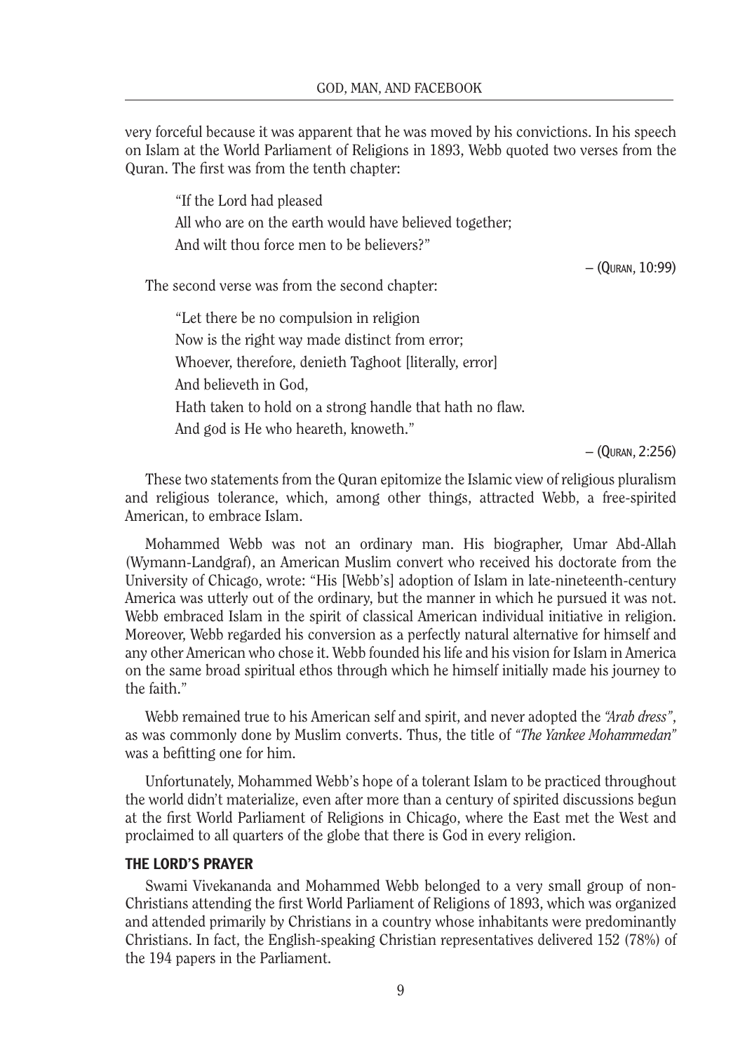very forceful because it was apparent that he was moved by his convictions. In his speech on Islam at the World Parliament of Religions in 1893, Webb quoted two verses from the Quran. The first was from the tenth chapter:

> "If the Lord had pleased
> All who are on the earth would have believed together;
> And wilt thou force men to be believers?"
>
> – (Quran, 10:99)

The second verse was from the second chapter:

> "Let there be no compulsion in religion
> Now is the right way made distinct from error;
> Whoever, therefore, denieth Taghoot [literally, error]
> And believeth in God,
> Hath taken to hold on a strong handle that hath no flaw.
> And god is He who heareth, knoweth."
>
> – (Quran, 2:256)

These two statements from the Quran epitomize the Islamic view of religious pluralism and religious tolerance, which, among other things, attracted Webb, a free-spirited American, to embrace Islam.

Mohammed Webb was not an ordinary man. His biographer, Umar Abd-Allah (Wymann-Landgraf), an American Muslim convert who received his doctorate from the University of Chicago, wrote: "His [Webb's] adoption of Islam in late-nineteenth-century America was utterly out of the ordinary, but the manner in which he pursued it was not. Webb embraced Islam in the spirit of classical American individual initiative in religion. Moreover, Webb regarded his conversion as a perfectly natural alternative for himself and any other American who chose it. Webb founded his life and his vision for Islam in America on the same broad spiritual ethos through which he himself initially made his journey to the faith."

Webb remained true to his American self and spirit, and never adopted the *"Arab dress"*, as was commonly done by Muslim converts. Thus, the title of *"The Yankee Mohammedan"* was a befitting one for him.

Unfortunately, Mohammed Webb's hope of a tolerant Islam to be practiced throughout the world didn't materialize, even after more than a century of spirited discussions begun at the first World Parliament of Religions in Chicago, where the East met the West and proclaimed to all quarters of the globe that there is God in every religion.

### THE LORD'S PRAYER

Swami Vivekananda and Mohammed Webb belonged to a very small group of non-Christians attending the first World Parliament of Religions of 1893, which was organized and attended primarily by Christians in a country whose inhabitants were predominantly Christians. In fact, the English-speaking Christian representatives delivered 152 (78%) of the 194 papers in the Parliament.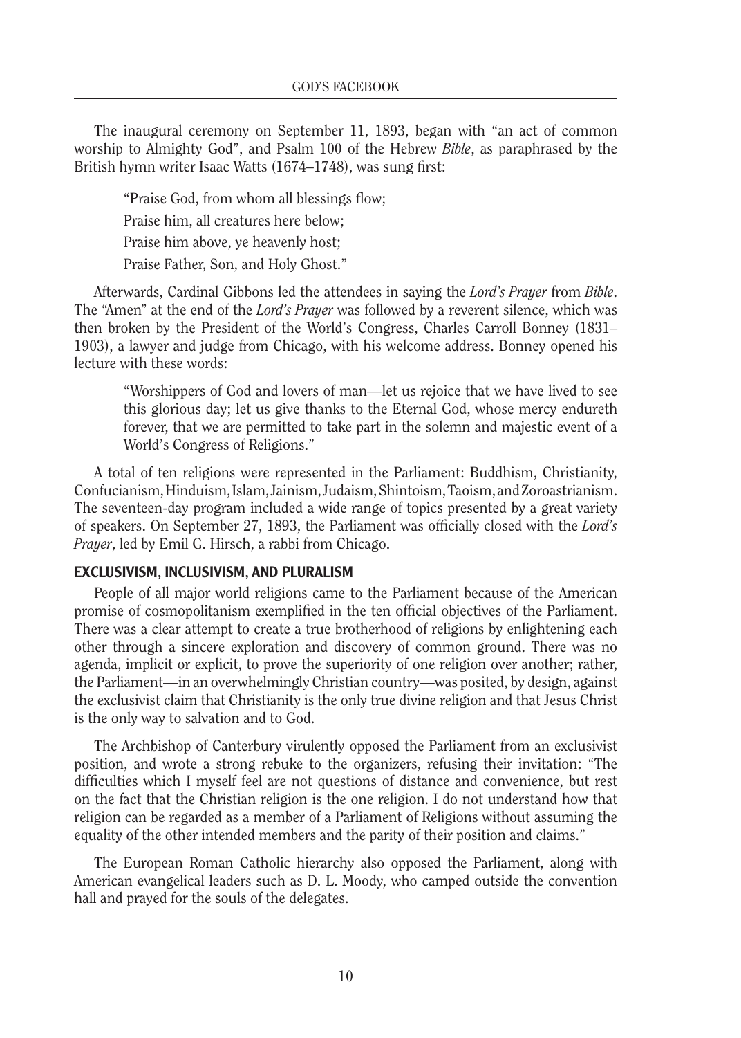The inaugural ceremony on September 11, 1893, began with "an act of common worship to Almighty God", and Psalm 100 of the Hebrew *Bible*, as paraphrased by the British hymn writer Isaac Watts (1674–1748), was sung first:

> "Praise God, from whom all blessings flow;
> Praise him, all creatures here below;
> Praise him above, ye heavenly host;
> Praise Father, Son, and Holy Ghost."

Afterwards, Cardinal Gibbons led the attendees in saying the *Lord's Prayer* from *Bible*. The "Amen" at the end of the *Lord's Prayer* was followed by a reverent silence, which was then broken by the President of the World's Congress, Charles Carroll Bonney (1831–1903), a lawyer and judge from Chicago, with his welcome address. Bonney opened his lecture with these words:

> "Worshippers of God and lovers of man—let us rejoice that we have lived to see this glorious day; let us give thanks to the Eternal God, whose mercy endureth forever, that we are permitted to take part in the solemn and majestic event of a World's Congress of Religions."

A total of ten religions were represented in the Parliament: Buddhism, Christianity, Confucianism, Hinduism, Islam, Jainism, Judaism, Shintoism, Taoism, and Zoroastrianism. The seventeen-day program included a wide range of topics presented by a great variety of speakers. On September 27, 1893, the Parliament was officially closed with the *Lord's Prayer*, led by Emil G. Hirsch, a rabbi from Chicago.

## EXCLUSIVISM, INCLUSIVISM, AND PLURALISM

People of all major world religions came to the Parliament because of the American promise of cosmopolitanism exemplified in the ten official objectives of the Parliament. There was a clear attempt to create a true brotherhood of religions by enlightening each other through a sincere exploration and discovery of common ground. There was no agenda, implicit or explicit, to prove the superiority of one religion over another; rather, the Parliament—in an overwhelmingly Christian country—was posited, by design, against the exclusivist claim that Christianity is the only true divine religion and that Jesus Christ is the only way to salvation and to God.

The Archbishop of Canterbury virulently opposed the Parliament from an exclusivist position, and wrote a strong rebuke to the organizers, refusing their invitation: "The difficulties which I myself feel are not questions of distance and convenience, but rest on the fact that the Christian religion is the one religion. I do not understand how that religion can be regarded as a member of a Parliament of Religions without assuming the equality of the other intended members and the parity of their position and claims."

The European Roman Catholic hierarchy also opposed the Parliament, along with American evangelical leaders such as D. L. Moody, who camped outside the convention hall and prayed for the souls of the delegates.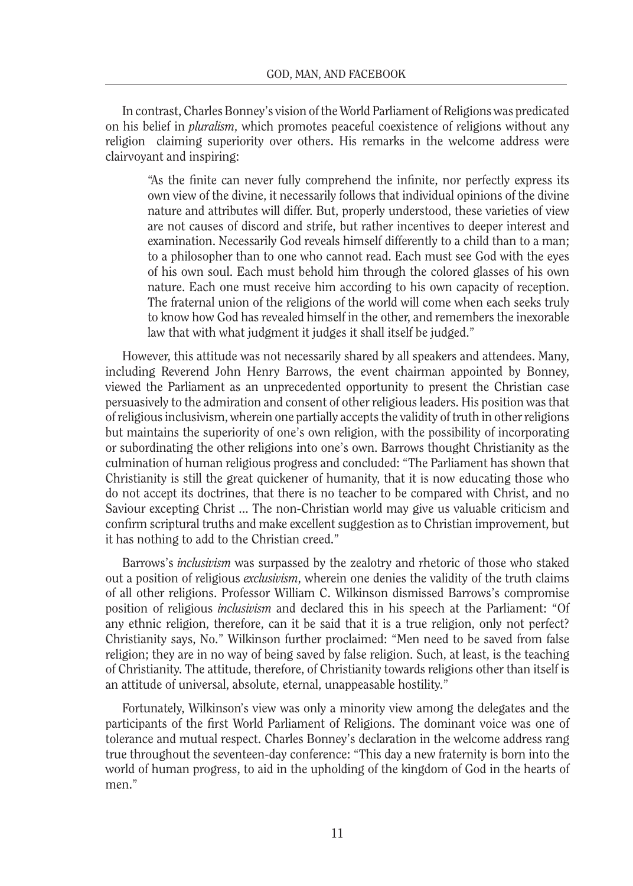In contrast, Charles Bonney's vision of the World Parliament of Religions was predicated on his belief in *pluralism*, which promotes peaceful coexistence of religions without any religion claiming superiority over others. His remarks in the welcome address were clairvoyant and inspiring:

> "As the finite can never fully comprehend the infinite, nor perfectly express its own view of the divine, it necessarily follows that individual opinions of the divine nature and attributes will differ. But, properly understood, these varieties of view are not causes of discord and strife, but rather incentives to deeper interest and examination. Necessarily God reveals himself differently to a child than to a man; to a philosopher than to one who cannot read. Each must see God with the eyes of his own soul. Each must behold him through the colored glasses of his own nature. Each one must receive him according to his own capacity of reception. The fraternal union of the religions of the world will come when each seeks truly to know how God has revealed himself in the other, and remembers the inexorable law that with what judgment it judges it shall itself be judged."

However, this attitude was not necessarily shared by all speakers and attendees. Many, including Reverend John Henry Barrows, the event chairman appointed by Bonney, viewed the Parliament as an unprecedented opportunity to present the Christian case persuasively to the admiration and consent of other religious leaders. His position was that of religious inclusivism, wherein one partially accepts the validity of truth in other religions but maintains the superiority of one's own religion, with the possibility of incorporating or subordinating the other religions into one's own. Barrows thought Christianity as the culmination of human religious progress and concluded: "The Parliament has shown that Christianity is still the great quickener of humanity, that it is now educating those who do not accept its doctrines, that there is no teacher to be compared with Christ, and no Saviour excepting Christ ... The non-Christian world may give us valuable criticism and confirm scriptural truths and make excellent suggestion as to Christian improvement, but it has nothing to add to the Christian creed."

Barrows's *inclusivism* was surpassed by the zealotry and rhetoric of those who staked out a position of religious *exclusivism*, wherein one denies the validity of the truth claims of all other religions. Professor William C. Wilkinson dismissed Barrows's compromise position of religious *inclusivism* and declared this in his speech at the Parliament: "Of any ethnic religion, therefore, can it be said that it is a true religion, only not perfect? Christianity says, No." Wilkinson further proclaimed: "Men need to be saved from false religion; they are in no way of being saved by false religion. Such, at least, is the teaching of Christianity. The attitude, therefore, of Christianity towards religions other than itself is an attitude of universal, absolute, eternal, unappeasable hostility."

Fortunately, Wilkinson's view was only a minority view among the delegates and the participants of the first World Parliament of Religions. The dominant voice was one of tolerance and mutual respect. Charles Bonney's declaration in the welcome address rang true throughout the seventeen-day conference: "This day a new fraternity is born into the world of human progress, to aid in the upholding of the kingdom of God in the hearts of men."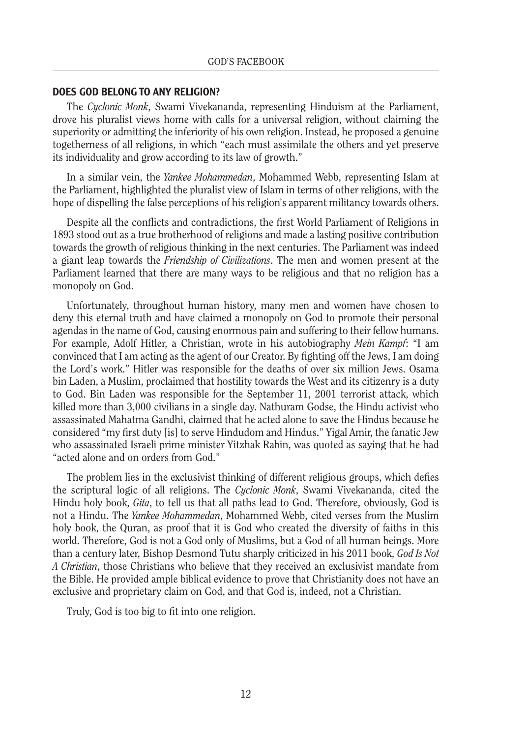## DOES GOD BELONG TO ANY RELIGION?

The *Cyclonic Monk*, Swami Vivekananda, representing Hinduism at the Parliament, drove his pluralist views home with calls for a universal religion, without claiming the superiority or admitting the inferiority of his own religion. Instead, he proposed a genuine togetherness of all religions, in which "each must assimilate the others and yet preserve its individuality and grow according to its law of growth."

In a similar vein, the *Yankee Mohammedan*, Mohammed Webb, representing Islam at the Parliament, highlighted the pluralist view of Islam in terms of other religions, with the hope of dispelling the false perceptions of his religion's apparent militancy towards others.

Despite all the conflicts and contradictions, the first World Parliament of Religions in 1893 stood out as a true brotherhood of religions and made a lasting positive contribution towards the growth of religious thinking in the next centuries. The Parliament was indeed a giant leap towards the *Friendship of Civilizations*. The men and women present at the Parliament learned that there are many ways to be religious and that no religion has a monopoly on God.

Unfortunately, throughout human history, many men and women have chosen to deny this eternal truth and have claimed a monopoly on God to promote their personal agendas in the name of God, causing enormous pain and suffering to their fellow humans. For example, Adolf Hitler, a Christian, wrote in his autobiography *Mein Kampf*: "I am convinced that I am acting as the agent of our Creator. By fighting off the Jews, I am doing the Lord's work." Hitler was responsible for the deaths of over six million Jews. Osama bin Laden, a Muslim, proclaimed that hostility towards the West and its citizenry is a duty to God. Bin Laden was responsible for the September 11, 2001 terrorist attack, which killed more than 3,000 civilians in a single day. Nathuram Godse, the Hindu activist who assassinated Mahatma Gandhi, claimed that he acted alone to save the Hindus because he considered "my first duty [is] to serve Hindudom and Hindus." Yigal Amir, the fanatic Jew who assassinated Israeli prime minister Yitzhak Rabin, was quoted as saying that he had "acted alone and on orders from God."

The problem lies in the exclusivist thinking of different religious groups, which defies the scriptural logic of all religions. The *Cyclonic Monk*, Swami Vivekananda, cited the Hindu holy book, *Gita*, to tell us that all paths lead to God. Therefore, obviously, God is not a Hindu. The *Yankee Mohammedan*, Mohammed Webb, cited verses from the Muslim holy book, the Quran, as proof that it is God who created the diversity of faiths in this world. Therefore, God is not a God only of Muslims, but a God of all human beings. More than a century later, Bishop Desmond Tutu sharply criticized in his 2011 book, *God Is Not A Christian*, those Christians who believe that they received an exclusivist mandate from the Bible. He provided ample biblical evidence to prove that Christianity does not have an exclusive and proprietary claim on God, and that God is, indeed, not a Christian.

Truly, God is too big to fit into one religion.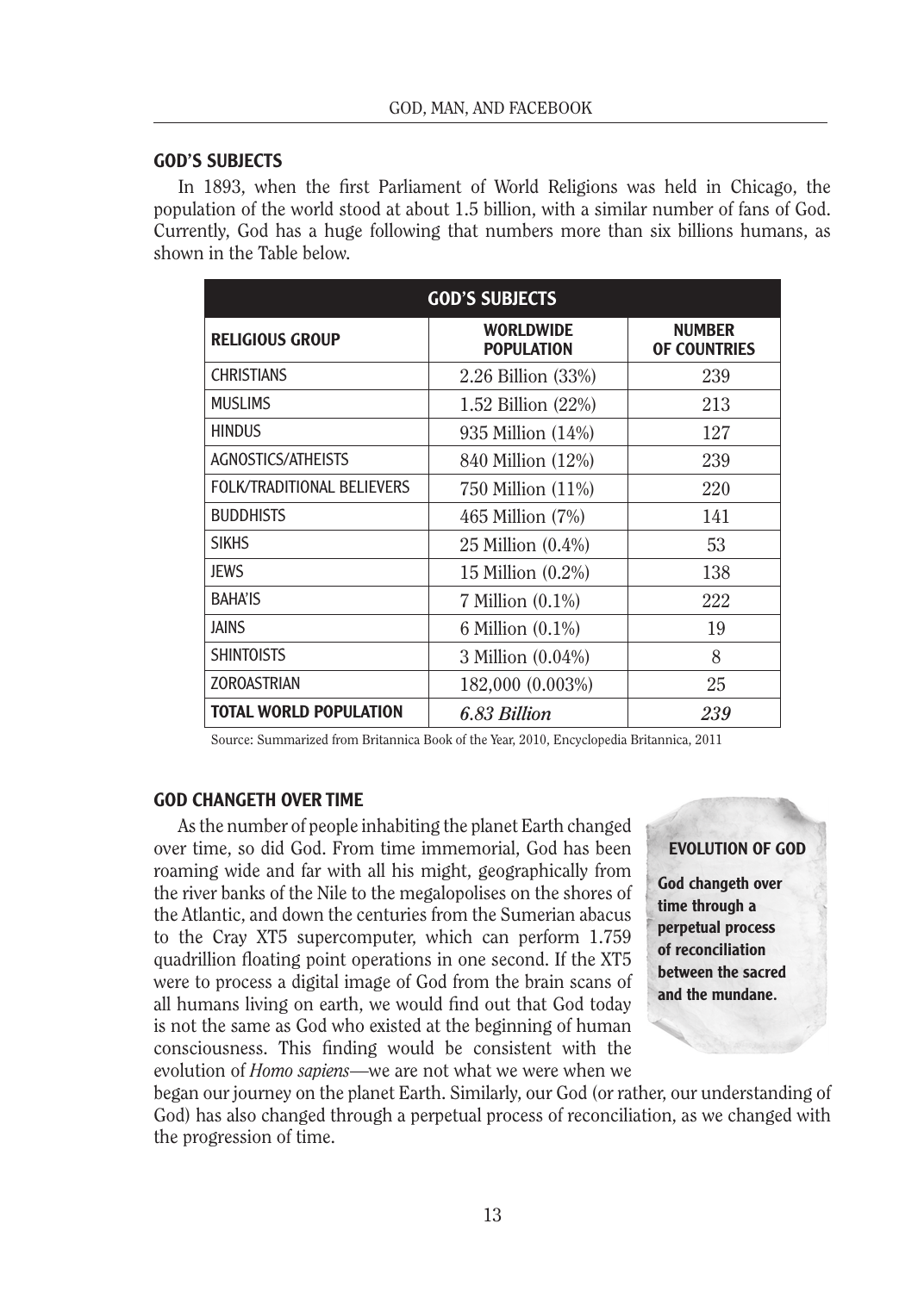## GOD'S SUBJECTS

In 1893, when the first Parliament of World Religions was held in Chicago, the population of the world stood at about 1.5 billion, with a similar number of fans of God. Currently, God has a huge following that numbers more than six billions humans, as shown in the Table below.

| GOD'S SUBJECTS | | |
|---|---|---|
| **RELIGIOUS GROUP** | **WORLDWIDE POPULATION** | **NUMBER OF COUNTRIES** |
| CHRISTIANS | 2.26 Billion (33%) | 239 |
| MUSLIMS | 1.52 Billion (22%) | 213 |
| HINDUS | 935 Million (14%) | 127 |
| AGNOSTICS/ATHEISTS | 840 Million (12%) | 239 |
| FOLK/TRADITIONAL BELIEVERS | 750 Million (11%) | 220 |
| BUDDHISTS | 465 Million (7%) | 141 |
| SIKHS | 25 Million (0.4%) | 53 |
| JEWS | 15 Million (0.2%) | 138 |
| BAHA'IS | 7 Million (0.1%) | 222 |
| JAINS | 6 Million (0.1%) | 19 |
| SHINTOISTS | 3 Million (0.04%) | 8 |
| ZOROASTRIAN | 182,000 (0.003%) | 25 |
| **TOTAL WORLD POPULATION** | *6.83 Billion* | *239* |

Source: Summarized from Britannica Book of the Year, 2010, Encyclopedia Britannica, 2011

## GOD CHANGETH OVER TIME

As the number of people inhabiting the planet Earth changed over time, so did God. From time immemorial, God has been roaming wide and far with all his might, geographically from the river banks of the Nile to the megalopolises on the shores of the Atlantic, and down the centuries from the Sumerian abacus to the Cray XT5 supercomputer, which can perform 1.759 quadrillion floating point operations in one second. If the XT5 were to process a digital image of God from the brain scans of all humans living on earth, we would find out that God today is not the same as God who existed at the beginning of human consciousness. This finding would be consistent with the evolution of *Homo sapiens*—we are not what we were when we began our journey on the planet Earth. Similarly, our God (or rather, our understanding of God) has also changed through a perpetual process of reconciliation, as we changed with the progression of time.

**EVOLUTION OF GOD**

**God changeth over time through a perpetual process of reconciliation between the sacred and the mundane.**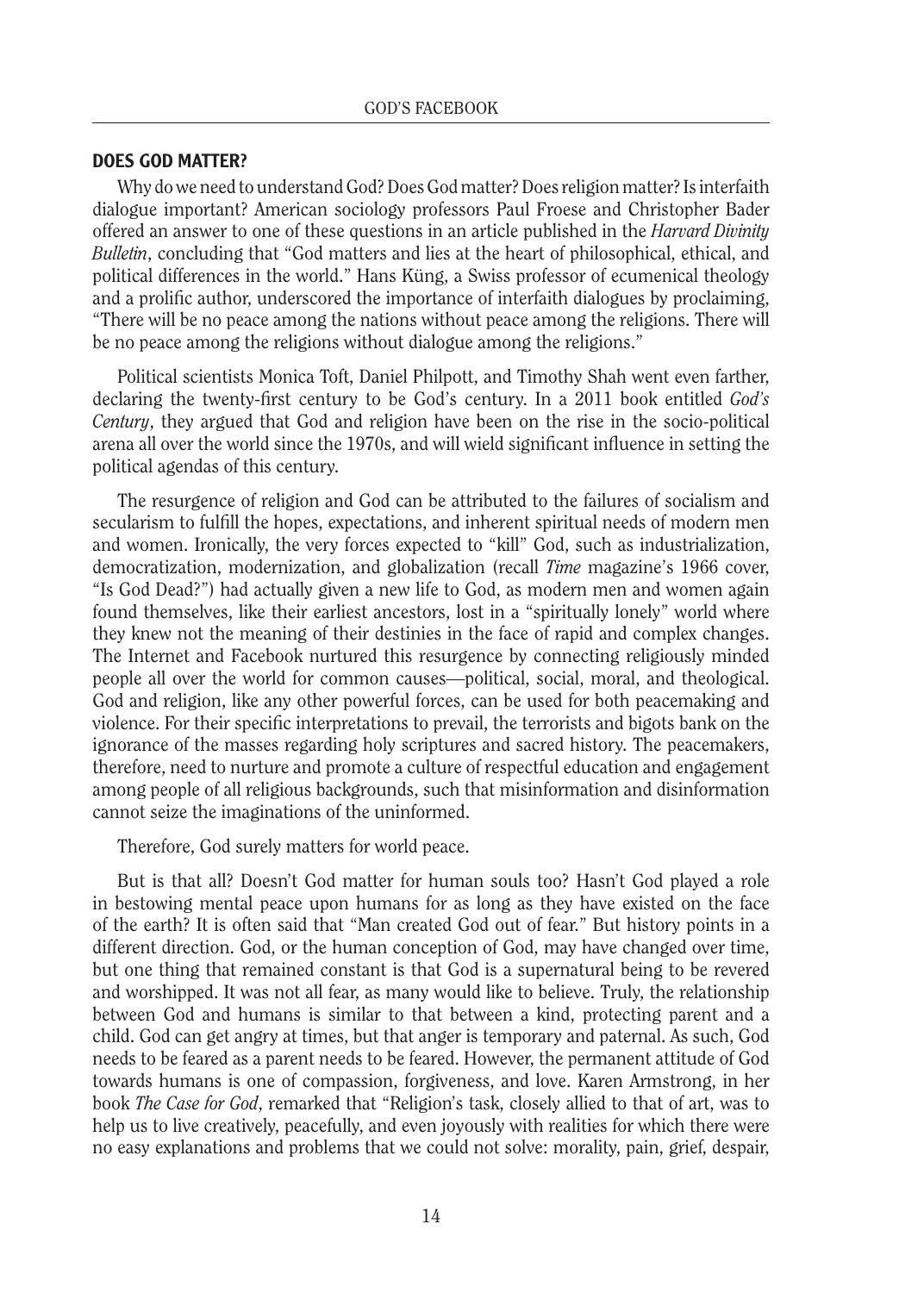## DOES GOD MATTER?

Why do we need to understand God? Does God matter? Does religion matter? Is interfaith dialogue important? American sociology professors Paul Froese and Christopher Bader offered an answer to one of these questions in an article published in the *Harvard Divinity Bulletin*, concluding that "God matters and lies at the heart of philosophical, ethical, and political differences in the world." Hans Küng, a Swiss professor of ecumenical theology and a prolific author, underscored the importance of interfaith dialogues by proclaiming, "There will be no peace among the nations without peace among the religions. There will be no peace among the religions without dialogue among the religions."

Political scientists Monica Toft, Daniel Philpott, and Timothy Shah went even farther, declaring the twenty-first century to be God's century. In a 2011 book entitled *God's Century*, they argued that God and religion have been on the rise in the socio-political arena all over the world since the 1970s, and will wield significant influence in setting the political agendas of this century.

The resurgence of religion and God can be attributed to the failures of socialism and secularism to fulfill the hopes, expectations, and inherent spiritual needs of modern men and women. Ironically, the very forces expected to "kill" God, such as industrialization, democratization, modernization, and globalization (recall *Time* magazine's 1966 cover, "Is God Dead?") had actually given a new life to God, as modern men and women again found themselves, like their earliest ancestors, lost in a "spiritually lonely" world where they knew not the meaning of their destinies in the face of rapid and complex changes. The Internet and Facebook nurtured this resurgence by connecting religiously minded people all over the world for common causes—political, social, moral, and theological. God and religion, like any other powerful forces, can be used for both peacemaking and violence. For their specific interpretations to prevail, the terrorists and bigots bank on the ignorance of the masses regarding holy scriptures and sacred history. The peacemakers, therefore, need to nurture and promote a culture of respectful education and engagement among people of all religious backgrounds, such that misinformation and disinformation cannot seize the imaginations of the uninformed.

Therefore, God surely matters for world peace.

But is that all? Doesn't God matter for human souls too? Hasn't God played a role in bestowing mental peace upon humans for as long as they have existed on the face of the earth? It is often said that "Man created God out of fear." But history points in a different direction. God, or the human conception of God, may have changed over time, but one thing that remained constant is that God is a supernatural being to be revered and worshipped. It was not all fear, as many would like to believe. Truly, the relationship between God and humans is similar to that between a kind, protecting parent and a child. God can get angry at times, but that anger is temporary and paternal. As such, God needs to be feared as a parent needs to be feared. However, the permanent attitude of God towards humans is one of compassion, forgiveness, and love. Karen Armstrong, in her book *The Case for God*, remarked that "Religion's task, closely allied to that of art, was to help us to live creatively, peacefully, and even joyously with realities for which there were no easy explanations and problems that we could not solve: morality, pain, grief, despair,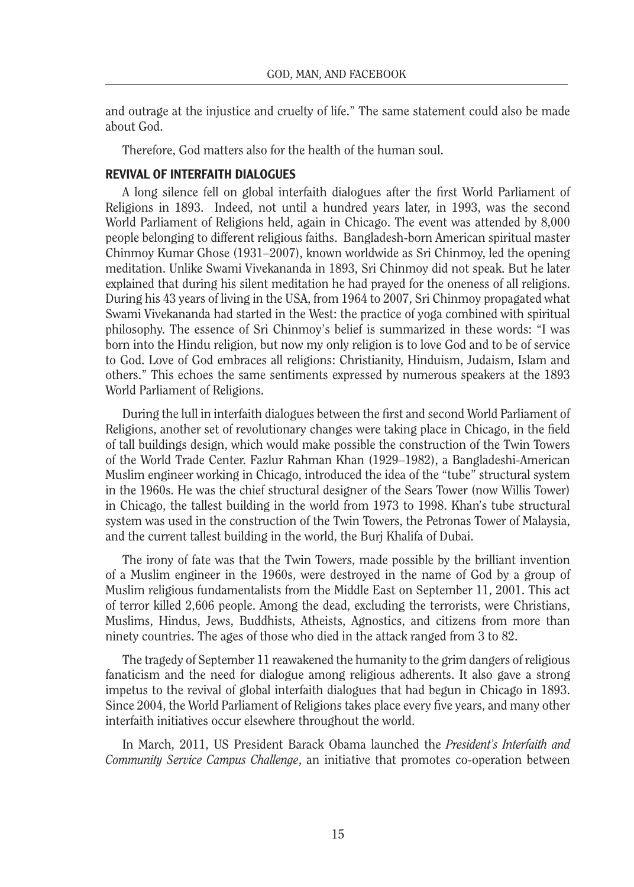and outrage at the injustice and cruelty of life." The same statement could also be made about God.

Therefore, God matters also for the health of the human soul.

### REVIVAL OF INTERFAITH DIALOGUES

A long silence fell on global interfaith dialogues after the first World Parliament of Religions in 1893. Indeed, not until a hundred years later, in 1993, was the second World Parliament of Religions held, again in Chicago. The event was attended by 8,000 people belonging to different religious faiths. Bangladesh-born American spiritual master Chinmoy Kumar Ghose (1931–2007), known worldwide as Sri Chinmoy, led the opening meditation. Unlike Swami Vivekananda in 1893, Sri Chinmoy did not speak. But he later explained that during his silent meditation he had prayed for the oneness of all religions. During his 43 years of living in the USA, from 1964 to 2007, Sri Chinmoy propagated what Swami Vivekananda had started in the West: the practice of yoga combined with spiritual philosophy. The essence of Sri Chinmoy's belief is summarized in these words: "I was born into the Hindu religion, but now my only religion is to love God and to be of service to God. Love of God embraces all religions: Christianity, Hinduism, Judaism, Islam and others." This echoes the same sentiments expressed by numerous speakers at the 1893 World Parliament of Religions.

During the lull in interfaith dialogues between the first and second World Parliament of Religions, another set of revolutionary changes were taking place in Chicago, in the field of tall buildings design, which would make possible the construction of the Twin Towers of the World Trade Center. Fazlur Rahman Khan (1929–1982), a Bangladeshi-American Muslim engineer working in Chicago, introduced the idea of the "tube" structural system in the 1960s. He was the chief structural designer of the Sears Tower (now Willis Tower) in Chicago, the tallest building in the world from 1973 to 1998. Khan's tube structural system was used in the construction of the Twin Towers, the Petronas Tower of Malaysia, and the current tallest building in the world, the Burj Khalifa of Dubai.

The irony of fate was that the Twin Towers, made possible by the brilliant invention of a Muslim engineer in the 1960s, were destroyed in the name of God by a group of Muslim religious fundamentalists from the Middle East on September 11, 2001. This act of terror killed 2,606 people. Among the dead, excluding the terrorists, were Christians, Muslims, Hindus, Jews, Buddhists, Atheists, Agnostics, and citizens from more than ninety countries. The ages of those who died in the attack ranged from 3 to 82.

The tragedy of September 11 reawakened the humanity to the grim dangers of religious fanaticism and the need for dialogue among religious adherents. It also gave a strong impetus to the revival of global interfaith dialogues that had begun in Chicago in 1893. Since 2004, the World Parliament of Religions takes place every five years, and many other interfaith initiatives occur elsewhere throughout the world.

In March, 2011, US President Barack Obama launched the *President's Interfaith and Community Service Campus Challenge*, an initiative that promotes co-operation between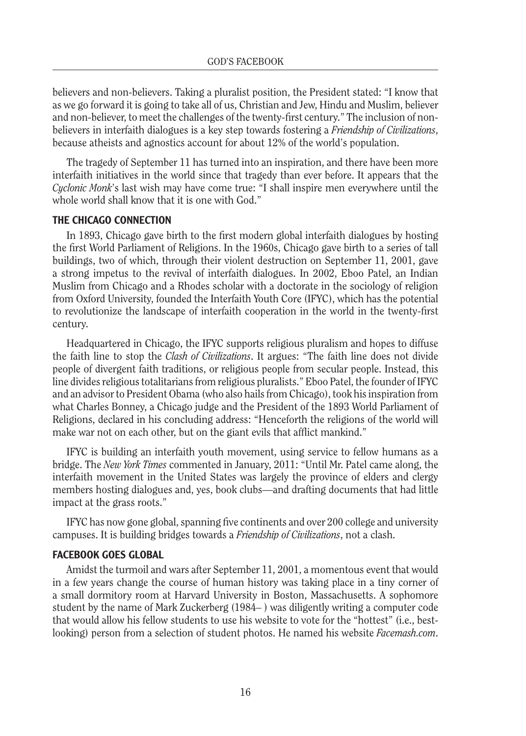believers and non-believers. Taking a pluralist position, the President stated: "I know that as we go forward it is going to take all of us, Christian and Jew, Hindu and Muslim, believer and non-believer, to meet the challenges of the twenty-first century." The inclusion of non-believers in interfaith dialogues is a key step towards fostering a *Friendship of Civilizations*, because atheists and agnostics account for about 12% of the world's population.

The tragedy of September 11 has turned into an inspiration, and there have been more interfaith initiatives in the world since that tragedy than ever before. It appears that the *Cyclonic Monk*'s last wish may have come true: "I shall inspire men everywhere until the whole world shall know that it is one with God."

### THE CHICAGO CONNECTION

In 1893, Chicago gave birth to the first modern global interfaith dialogues by hosting the first World Parliament of Religions. In the 1960s, Chicago gave birth to a series of tall buildings, two of which, through their violent destruction on September 11, 2001, gave a strong impetus to the revival of interfaith dialogues. In 2002, Eboo Patel, an Indian Muslim from Chicago and a Rhodes scholar with a doctorate in the sociology of religion from Oxford University, founded the Interfaith Youth Core (IFYC), which has the potential to revolutionize the landscape of interfaith cooperation in the world in the twenty-first century.

Headquartered in Chicago, the IFYC supports religious pluralism and hopes to diffuse the faith line to stop the *Clash of Civilizations*. It argues: "The faith line does not divide people of divergent faith traditions, or religious people from secular people. Instead, this line divides religious totalitarians from religious pluralists." Eboo Patel, the founder of IFYC and an advisor to President Obama (who also hails from Chicago), took his inspiration from what Charles Bonney, a Chicago judge and the President of the 1893 World Parliament of Religions, declared in his concluding address: "Henceforth the religions of the world will make war not on each other, but on the giant evils that afflict mankind."

IFYC is building an interfaith youth movement, using service to fellow humans as a bridge. The *New York Times* commented in January, 2011: "Until Mr. Patel came along, the interfaith movement in the United States was largely the province of elders and clergy members hosting dialogues and, yes, book clubs—and drafting documents that had little impact at the grass roots."

IFYC has now gone global, spanning five continents and over 200 college and university campuses. It is building bridges towards a *Friendship of Civilizations*, not a clash.

### FACEBOOK GOES GLOBAL

Amidst the turmoil and wars after September 11, 2001, a momentous event that would in a few years change the course of human history was taking place in a tiny corner of a small dormitory room at Harvard University in Boston, Massachusetts. A sophomore student by the name of Mark Zuckerberg (1984– ) was diligently writing a computer code that would allow his fellow students to use his website to vote for the "hottest" (i.e., best-looking) person from a selection of student photos. He named his website *Facemash.com*.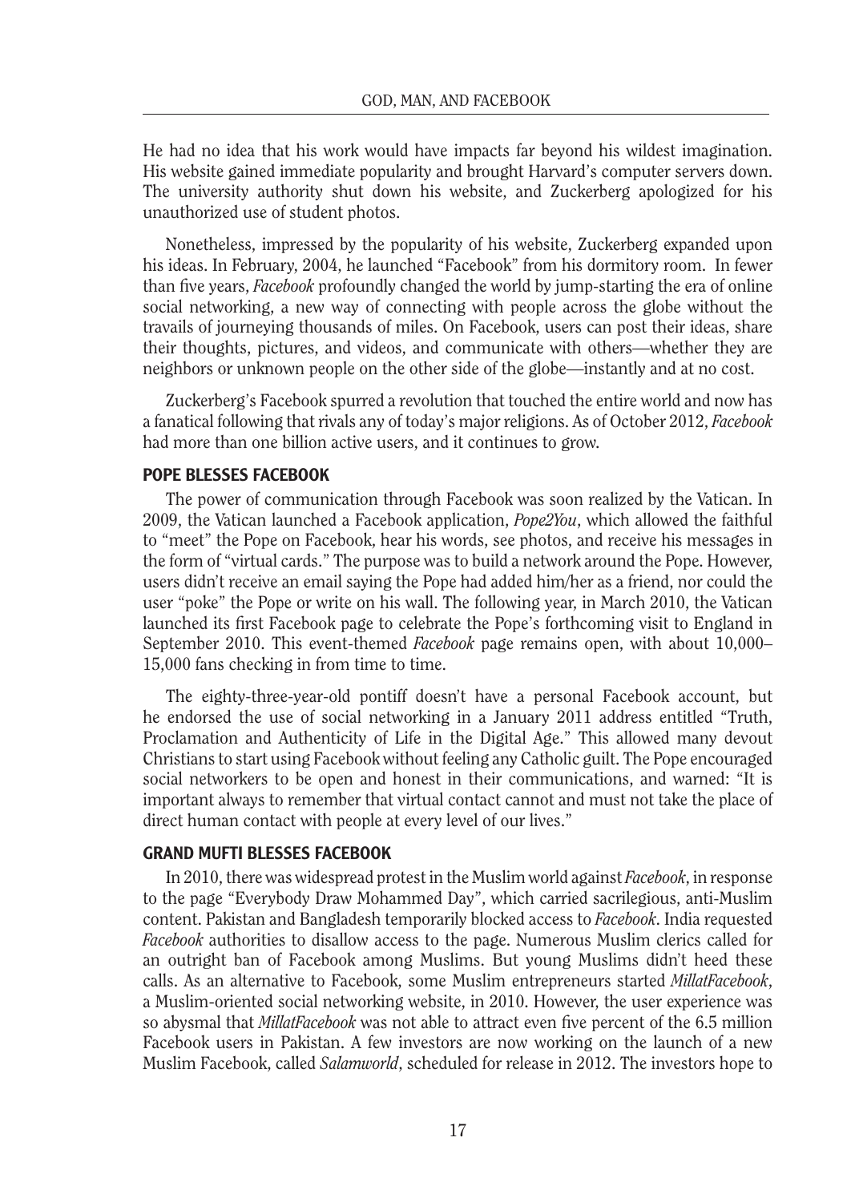He had no idea that his work would have impacts far beyond his wildest imagination. His website gained immediate popularity and brought Harvard's computer servers down. The university authority shut down his website, and Zuckerberg apologized for his unauthorized use of student photos.

Nonetheless, impressed by the popularity of his website, Zuckerberg expanded upon his ideas. In February, 2004, he launched "Facebook" from his dormitory room. In fewer than five years, *Facebook* profoundly changed the world by jump-starting the era of online social networking, a new way of connecting with people across the globe without the travails of journeying thousands of miles. On Facebook, users can post their ideas, share their thoughts, pictures, and videos, and communicate with others—whether they are neighbors or unknown people on the other side of the globe—instantly and at no cost.

Zuckerberg's Facebook spurred a revolution that touched the entire world and now has a fanatical following that rivals any of today's major religions. As of October 2012, *Facebook* had more than one billion active users, and it continues to grow.

### POPE BLESSES FACEBOOK

The power of communication through Facebook was soon realized by the Vatican. In 2009, the Vatican launched a Facebook application, *Pope2You*, which allowed the faithful to "meet" the Pope on Facebook, hear his words, see photos, and receive his messages in the form of "virtual cards." The purpose was to build a network around the Pope. However, users didn't receive an email saying the Pope had added him/her as a friend, nor could the user "poke" the Pope or write on his wall. The following year, in March 2010, the Vatican launched its first Facebook page to celebrate the Pope's forthcoming visit to England in September 2010. This event-themed *Facebook* page remains open, with about 10,000–15,000 fans checking in from time to time.

The eighty-three-year-old pontiff doesn't have a personal Facebook account, but he endorsed the use of social networking in a January 2011 address entitled "Truth, Proclamation and Authenticity of Life in the Digital Age." This allowed many devout Christians to start using Facebook without feeling any Catholic guilt. The Pope encouraged social networkers to be open and honest in their communications, and warned: "It is important always to remember that virtual contact cannot and must not take the place of direct human contact with people at every level of our lives."

### GRAND MUFTI BLESSES FACEBOOK

In 2010, there was widespread protest in the Muslim world against *Facebook*, in response to the page "Everybody Draw Mohammed Day", which carried sacrilegious, anti-Muslim content. Pakistan and Bangladesh temporarily blocked access to *Facebook*. India requested *Facebook* authorities to disallow access to the page. Numerous Muslim clerics called for an outright ban of Facebook among Muslims. But young Muslims didn't heed these calls. As an alternative to Facebook, some Muslim entrepreneurs started *MillatFacebook*, a Muslim-oriented social networking website, in 2010. However, the user experience was so abysmal that *MillatFacebook* was not able to attract even five percent of the 6.5 million Facebook users in Pakistan. A few investors are now working on the launch of a new Muslim Facebook, called *Salamworld*, scheduled for release in 2012. The investors hope to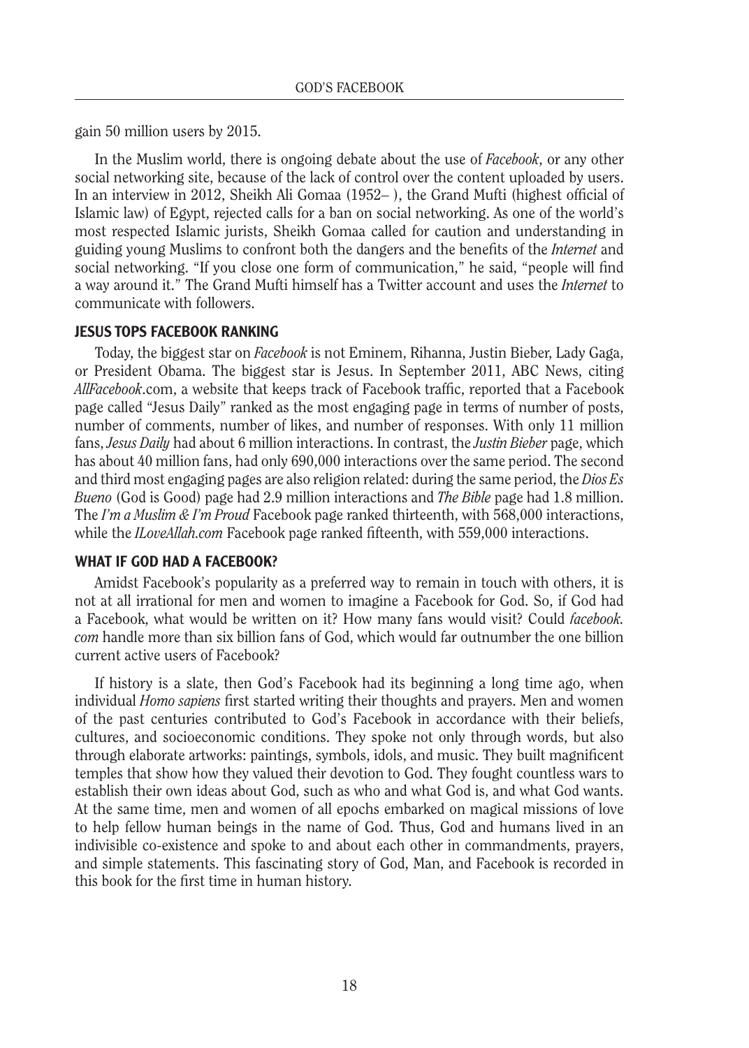gain 50 million users by 2015.

In the Muslim world, there is ongoing debate about the use of *Facebook*, or any other social networking site, because of the lack of control over the content uploaded by users. In an interview in 2012, Sheikh Ali Gomaa (1952– ), the Grand Mufti (highest official of Islamic law) of Egypt, rejected calls for a ban on social networking. As one of the world's most respected Islamic jurists, Sheikh Gomaa called for caution and understanding in guiding young Muslims to confront both the dangers and the benefits of the *Internet* and social networking. "If you close one form of communication," he said, "people will find a way around it." The Grand Mufti himself has a Twitter account and uses the *Internet* to communicate with followers.

## JESUS TOPS FACEBOOK RANKING

Today, the biggest star on *Facebook* is not Eminem, Rihanna, Justin Bieber, Lady Gaga, or President Obama. The biggest star is Jesus. In September 2011, ABC News, citing *AllFacebook*.com, a website that keeps track of Facebook traffic, reported that a Facebook page called "Jesus Daily" ranked as the most engaging page in terms of number of posts, number of comments, number of likes, and number of responses. With only 11 million fans, *Jesus Daily* had about 6 million interactions. In contrast, the *Justin Bieber* page, which has about 40 million fans, had only 690,000 interactions over the same period. The second and third most engaging pages are also religion related: during the same period, the *Dios Es Bueno* (God is Good) page had 2.9 million interactions and *The Bible* page had 1.8 million. The *I'm a Muslim & I'm Proud* Facebook page ranked thirteenth, with 568,000 interactions, while the *ILoveAllah.com* Facebook page ranked fifteenth, with 559,000 interactions.

## WHAT IF GOD HAD A FACEBOOK?

Amidst Facebook's popularity as a preferred way to remain in touch with others, it is not at all irrational for men and women to imagine a Facebook for God. So, if God had a Facebook, what would be written on it? How many fans would visit? Could *facebook.com* handle more than six billion fans of God, which would far outnumber the one billion current active users of Facebook?

If history is a slate, then God's Facebook had its beginning a long time ago, when individual *Homo sapiens* first started writing their thoughts and prayers. Men and women of the past centuries contributed to God's Facebook in accordance with their beliefs, cultures, and socioeconomic conditions. They spoke not only through words, but also through elaborate artworks: paintings, symbols, idols, and music. They built magnificent temples that show how they valued their devotion to God. They fought countless wars to establish their own ideas about God, such as who and what God is, and what God wants. At the same time, men and women of all epochs embarked on magical missions of love to help fellow human beings in the name of God. Thus, God and humans lived in an indivisible co-existence and spoke to and about each other in commandments, prayers, and simple statements. This fascinating story of God, Man, and Facebook is recorded in this book for the first time in human history.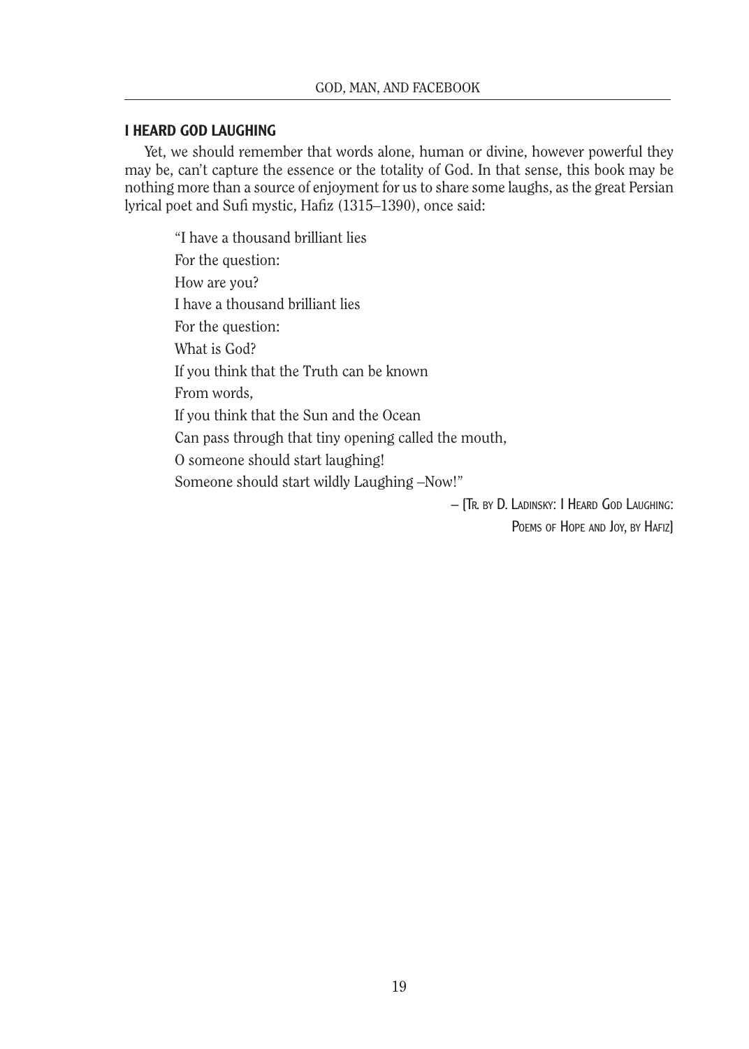### I HEARD GOD LAUGHING

Yet, we should remember that words alone, human or divine, however powerful they may be, can't capture the essence or the totality of God. In that sense, this book may be nothing more than a source of enjoyment for us to share some laughs, as the great Persian lyrical poet and Sufi mystic, Hafiz (1315–1390), once said:

> "I have a thousand brilliant lies
> For the question:
> How are you?
> I have a thousand brilliant lies
> For the question:
> What is God?
> If you think that the Truth can be known
> From words,
> If you think that the Sun and the Ocean
> Can pass through that tiny opening called the mouth,
> O someone should start laughing!
> Someone should start wildly Laughing –Now!"

– (Tr. by D. Ladinsky: I Heard God Laughing: Poems of Hope and Joy, by Hafiz)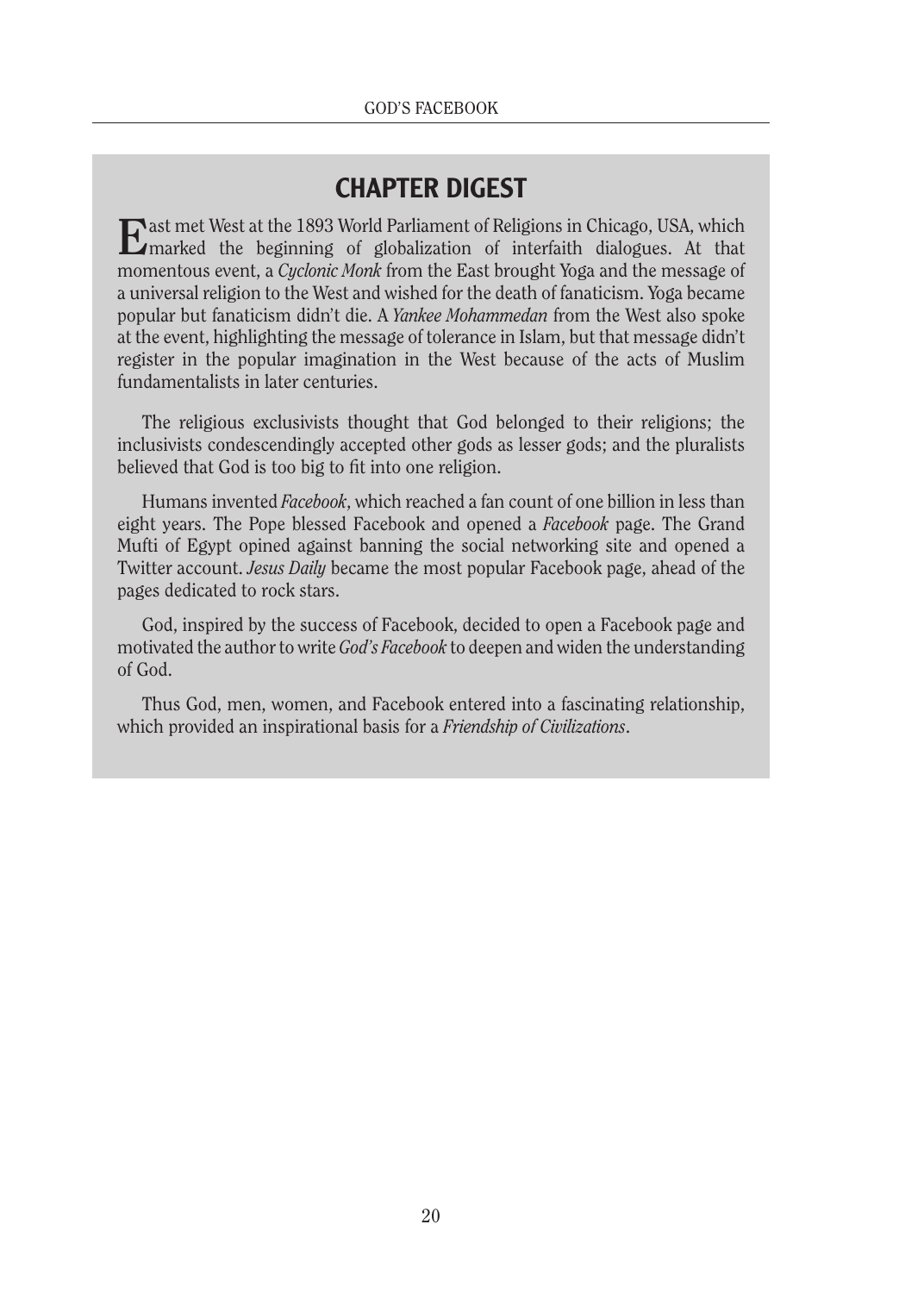## CHAPTER DIGEST

East met West at the 1893 World Parliament of Religions in Chicago, USA, which marked the beginning of globalization of interfaith dialogues. At that momentous event, a *Cyclonic Monk* from the East brought Yoga and the message of a universal religion to the West and wished for the death of fanaticism. Yoga became popular but fanaticism didn't die. A *Yankee Mohammedan* from the West also spoke at the event, highlighting the message of tolerance in Islam, but that message didn't register in the popular imagination in the West because of the acts of Muslim fundamentalists in later centuries.

The religious exclusivists thought that God belonged to their religions; the inclusivists condescendingly accepted other gods as lesser gods; and the pluralists believed that God is too big to fit into one religion.

Humans invented *Facebook*, which reached a fan count of one billion in less than eight years. The Pope blessed Facebook and opened a *Facebook* page. The Grand Mufti of Egypt opined against banning the social networking site and opened a Twitter account. *Jesus Daily* became the most popular Facebook page, ahead of the pages dedicated to rock stars.

God, inspired by the success of Facebook, decided to open a Facebook page and motivated the author to write *God's Facebook* to deepen and widen the understanding of God.

Thus God, men, women, and Facebook entered into a fascinating relationship, which provided an inspirational basis for a *Friendship of Civilizations*.